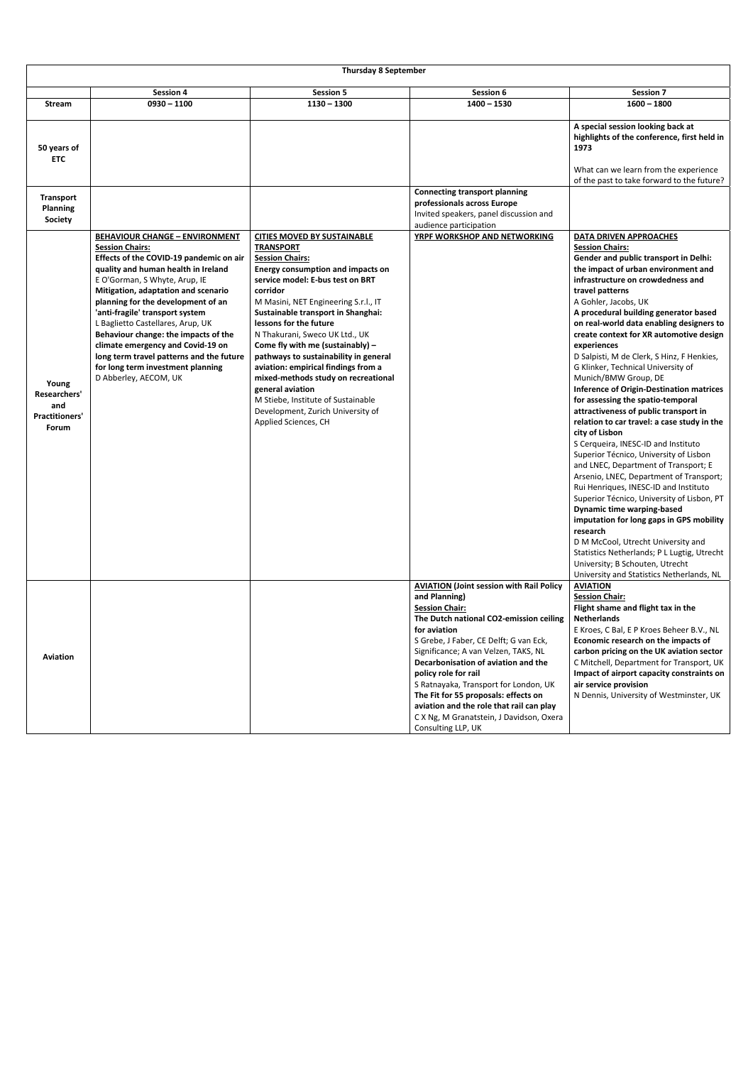| Thursday 8 September | | | | |
|---|---|---|---|---|
| | **Session 4** | **Session 5** | **Session 6** | **Session 7** |
| **Stream** | **0930 – 1100** | **1130 – 1300** | **1400 – 1530** | **1600 – 1800** |
| **50 years of ETC** | | | | **A special session looking back at highlights of the conference, first held in 1973**<br><br>What can we learn from the experience of the past to take forward to the future? |
| **Transport Planning Society** | | | **Connecting transport planning professionals across Europe**<br>Invited speakers, panel discussion and audience participation | |
| **Young Researchers' and Practitioners' Forum** | **BEHAVIOUR CHANGE – ENVIRONMENT**<br>**Session Chairs:**<br>**Effects of the COVID-19 pandemic on air quality and human health in Ireland**<br>E O'Gorman, S Whyte, Arup, IE<br>**Mitigation, adaptation and scenario planning for the development of an 'anti-fragile' transport system**<br>L Baglietto Castellares, Arup, UK<br>**Behaviour change: the impacts of the climate emergency and Covid-19 on long term travel patterns and the future for long term investment planning**<br>D Abberley, AECOM, UK | **CITIES MOVED BY SUSTAINABLE TRANSPORT**<br>**Session Chairs:**<br>**Energy consumption and impacts on service model: E-bus test on BRT corridor**<br>M Masini, NET Engineering S.r.l., IT<br>**Sustainable transport in Shanghai: lessons for the future**<br>N Thakurani, Sweco UK Ltd., UK<br>**Come fly with me (sustainably) – pathways to sustainability in general aviation: empirical findings from a mixed-methods study on recreational general aviation**<br>M Stiebe, Institute of Sustainable Development, Zurich University of Applied Sciences, CH | **YRPF WORKSHOP AND NETWORKING** | **DATA DRIVEN APPROACHES**<br>**Session Chairs:**<br>**Gender and public transport in Delhi: the impact of urban environment and infrastructure on crowdedness and travel patterns**<br>A Gohler, Jacobs, UK<br>**A procedural building generator based on real-world data enabling designers to create context for XR automotive design experiences**<br>D Salpisti, M de Clerk, S Hinz, F Henkies, G Klinker, Technical University of Munich/BMW Group, DE<br>**Inference of Origin-Destination matrices for assessing the spatio-temporal attractiveness of public transport in relation to car travel: a case study in the city of Lisbon**<br>S Cerqueira, INESC-ID and Instituto Superior Técnico, University of Lisbon and LNEC, Department of Transport; E Arsenio, LNEC, Department of Transport; Rui Henriques, INESC-ID and Instituto Superior Técnico, University of Lisbon, PT<br>**Dynamic time warping-based imputation for long gaps in GPS mobility research**<br>D M McCool, Utrecht University and Statistics Netherlands; P L Lugtig, Utrecht University; B Schouten, Utrecht University and Statistics Netherlands, NL |
| **Aviation** | | | **AVIATION (Joint session with Rail Policy and Planning)**<br>**Session Chair:**<br>**The Dutch national CO2-emission ceiling for aviation**<br>S Grebe, J Faber, CE Delft; G van Eck, Significance; A van Velzen, TAKS, NL<br>**Decarbonisation of aviation and the policy role for rail**<br>S Ratnayaka, Transport for London, UK<br>**The Fit for 55 proposals: effects on aviation and the role that rail can play**<br>C X Ng, M Granatstein, J Davidson, Oxera Consulting LLP, UK | **AVIATION**<br>**Session Chair:**<br>**Flight shame and flight tax in the Netherlands**<br>E Kroes, C Bal, E P Kroes Beheer B.V., NL<br>**Economic research on the impacts of carbon pricing on the UK aviation sector**<br>C Mitchell, Department for Transport, UK<br>**Impact of airport capacity constraints on air service provision**<br>N Dennis, University of Westminster, UK |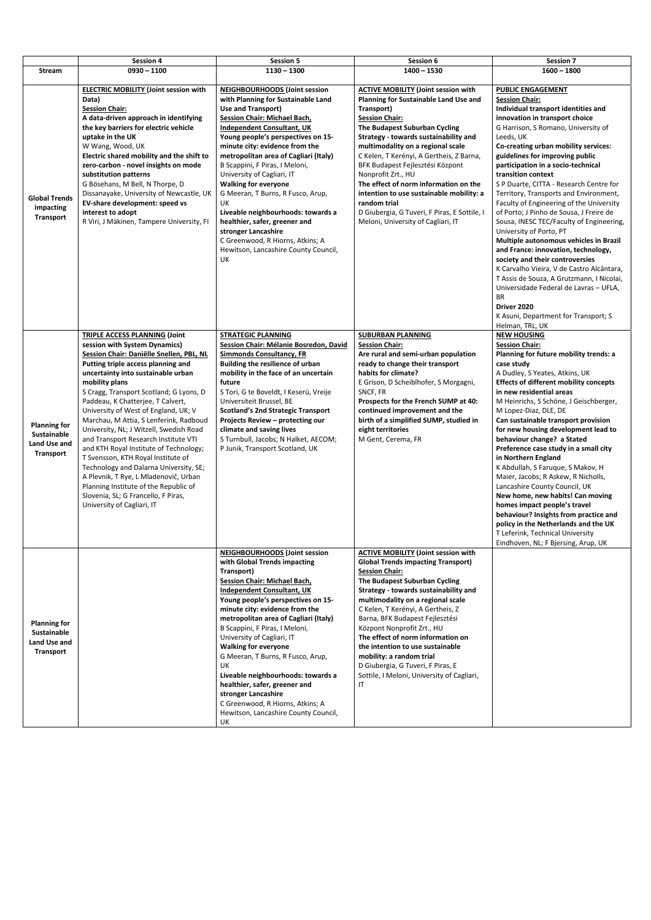| | Session 4 | Session 5 | Session 6 | Session 7 |
|---|---|---|---|---|
| **Stream** | **0930 – 1100** | **1130 – 1300** | **1400 – 1530** | **1600 – 1800** |
| **Global Trends impacting Transport** | **ELECTRIC MOBILITY (Joint session with Data)**<br>**Session Chair:**<br>**A data-driven approach in identifying the key barriers for electric vehicle uptake in the UK**<br>W Wang, Wood, UK<br>**Electric shared mobility and the shift to zero-carbon - novel insights on mode substitution patterns**<br>G Bösehans, M Bell, N Thorpe, D Dissanayake, University of Newcastle, UK<br>**EV-share development: speed vs interest to adopt**<br>R Viri, J Mäkinen, Tampere University, FI | **NEIGHBOURHOODS (Joint session with Planning for Sustainable Land Use and Transport)**<br>**Session Chair: Michael Bach, Independent Consultant, UK**<br>**Young people's perspectives on 15-minute city: evidence from the metropolitan area of Cagliari (Italy)**<br>B Scappini, F Piras, I Meloni, University of Cagliari, IT<br>**Walking for everyone**<br>G Meeran, T Burns, R Fusco, Arup, UK<br>**Liveable neighbourhoods: towards a healthier, safer, greener and stronger Lancashire**<br>C Greenwood, R Hiorns, Atkins; A Hewitson, Lancashire County Council, UK | **ACTIVE MOBILITY (Joint session with Planning for Sustainable Land Use and Transport)**<br>**Session Chair:**<br>**The Budapest Suburban Cycling Strategy - towards sustainability and multimodality on a regional scale**<br>C Kelen, T Kerényi, A Gertheis, Z Barna, BFK Budapest Fejlesztési Központ Nonprofit Zrt., HU<br>**The effect of norm information on the intention to use sustainable mobility: a random trial**<br>D Giubergia, G Tuveri, F Piras, E Sottile, I Meloni, University of Cagliari, IT | **PUBLIC ENGAGEMENT**<br>**Session Chair:**<br>**Individual transport identities and innovation in transport choice**<br>G Harrison, S Romano, University of Leeds, UK<br>**Co-creating urban mobility services: guidelines for improving public participation in a socio-technical transition context**<br>S P Duarte, CITTA - Research Centre for Territory, Transports and Environment, Faculty of Engineering of the University of Porto; J Pinho de Sousa, J Freire de Sousa, INESC TEC/Faculty of Engineering, University of Porto, PT<br>**Multiple autonomous vehicles in Brazil and France: innovation, technology, society and their controversies**<br>K Carvalho Vieira, V de Castro Alcântara, T Assis de Souza, A Grutzmann, I Nicolai, Universidade Federal de Lavras – UFLA, BR<br>**Driver 2020**<br>K Asuni, Department for Transport; S Helman, TRL, UK |
| **Planning for Sustainable Land Use and Transport** | **TRIPLE ACCESS PLANNING (Joint session with System Dynamics)**<br>**Session Chair: Daniëlle Snellen, PBL, NL**<br>**Putting triple access planning and uncertainty into sustainable urban mobility plans**<br>S Cragg, Transport Scotland; G Lyons, D Paddeau, K Chatterjee, T Calvert, University of West of England, UK; V Marchau, M Attia, S Lenferink, Radboud University, NL; J Witzell, Swedish Road and Transport Research Institute VTI and KTH Royal Institute of Technology; T Svensson, KTH Royal Institute of Technology and Dalarna University, SE; A Plevnik, T Rye, L Mladenovič, Urban Planning Institute of the Republic of Slovenia, SL; G Francello, F Piras, University of Cagliari, IT | **STRATEGIC PLANNING**<br>**Session Chair: Mélanie Bosredon, David Simmonds Consultancy, FR**<br>**Building the resilience of urban mobility in the face of an uncertain future**<br>S Tori, G te Boveldt, I Keserü, Vreije Universiteit Brussel, BE<br>**Scotland's 2nd Strategic Transport Projects Review – protecting our climate and saving lives**<br>S Turnbull, Jacobs; N Halket, AECOM; P Junik, Transport Scotland, UK | **SUBURBAN PLANNING**<br>**Session Chair:**<br>**Are rural and semi-urban population ready to change their transport habits for climate?**<br>E Grison, D Scheiblhofer, S Morgagni, SNCF, FR<br>**Prospects for the French SUMP at 40: continued improvement and the birth of a simplified SUMP, studied in eight territories**<br>M Gent, Cerema, FR | **NEW HOUSING**<br>**Session Chair:**<br>**Planning for future mobility trends: a case study**<br>A Dudley, S Yeates, Atkins, UK<br>**Effects of different mobility concepts in new residential areas**<br>M Heinrichs, S Schöne, J Geischberger, M Lopez-Diaz, DLE, DE<br>**Can sustainable transport provision for new housing development lead to behaviour change? a Stated Preference case study in a small city in Northern England**<br>K Abdullah, S Faruque, S Makov, H Maier, Jacobs; R Askew, R Nicholls, Lancashire County Council, UK<br>**New home, new habits! Can moving homes impact people's travel behaviour? Insights from practice and policy in the Netherlands and the UK**<br>T Leferink, Technical University Eindhoven, NL; F Bjersing, Arup, UK |
| **Planning for Sustainable Land Use and Transport** | | **NEIGHBOURHOODS (Joint session with Global Trends impacting Transport)**<br>**Session Chair: Michael Bach, Independent Consultant, UK**<br>**Young people's perspectives on 15-minute city: evidence from the metropolitan area of Cagliari (Italy)**<br>B Scappini, F Piras, I Meloni, University of Cagliari, IT<br>**Walking for everyone**<br>G Meeran, T Burns, R Fusco, Arup, UK<br>**Liveable neighbourhoods: towards a healthier, safer, greener and stronger Lancashire**<br>C Greenwood, R Hiorns, Atkins; A Hewitson, Lancashire County Council, UK | **ACTIVE MOBILITY (Joint session with Global Trends impacting Transport)**<br>**Session Chair:**<br>**The Budapest Suburban Cycling Strategy - towards sustainability and multimodality on a regional scale**<br>C Kelen, T Kerényi, A Gertheis, Z Barna, BFK Budapest Fejlesztési Központ Nonprofit Zrt., HU<br>**The effect of norm information on the intention to use sustainable mobility: a random trial**<br>D Giubergia, G Tuveri, F Piras, E Sottile, I Meloni, University of Cagliari, IT | |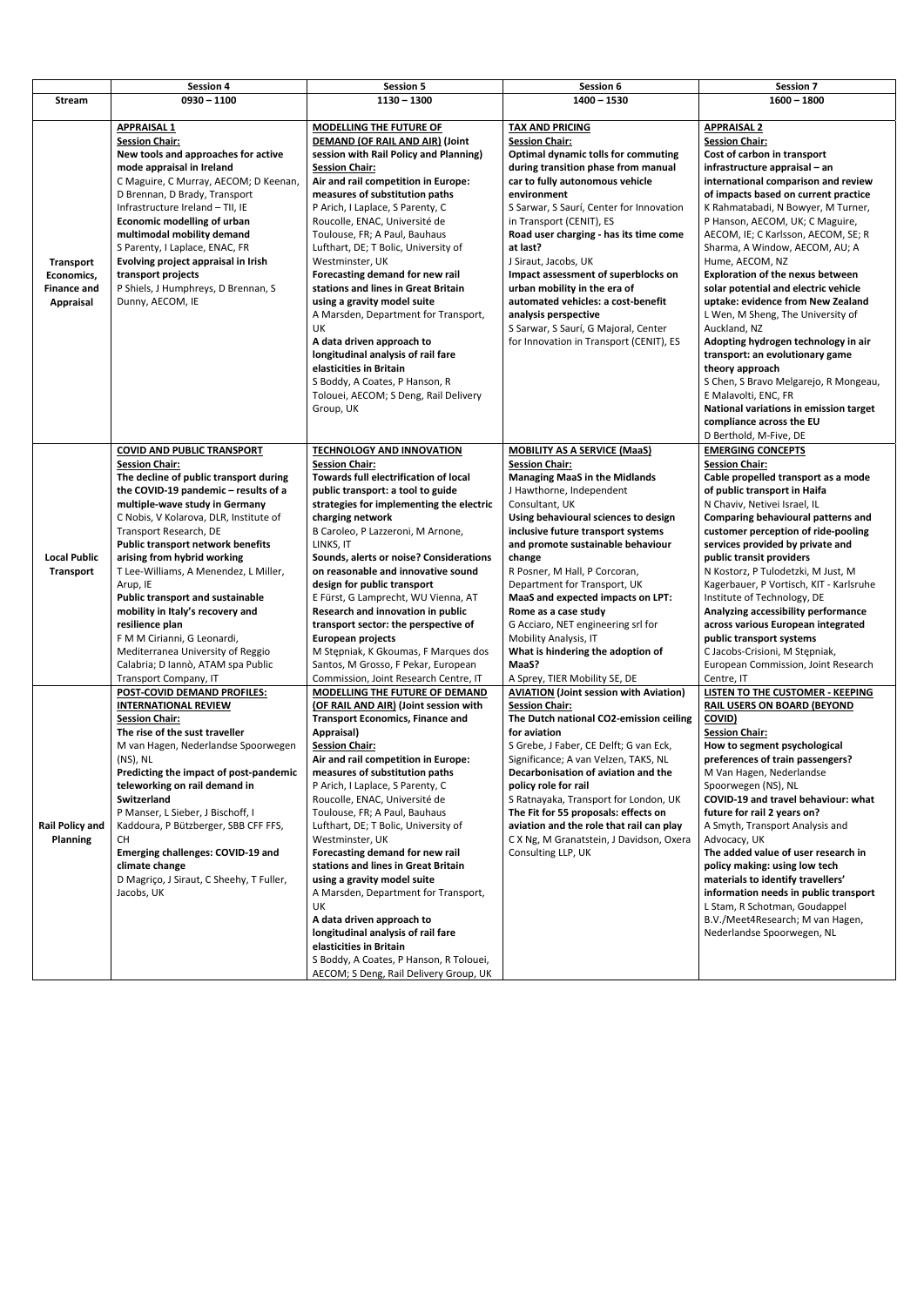| Stream | Session 4<br>0930 – 1100 | Session 5<br>1130 – 1300 | Session 6<br>1400 – 1530 | Session 7<br>1600 – 1800 |
|---|---|---|---|---|
| **Transport Economics, Finance and Appraisal** | **APPRAISAL 1**<br>**Session Chair:**<br>**New tools and approaches for active mode appraisal in Ireland**<br>C Maguire, C Murray, AECOM; D Keenan, D Brennan, D Brady, Transport Infrastructure Ireland – TII, IE<br>**Economic modelling of urban multimodal mobility demand**<br>S Parenty, I Laplace, ENAC, FR<br>**Evolving project appraisal in Irish transport projects**<br>P Shiels, J Humphreys, D Brennan, S Dunny, AECOM, IE | **MODELLING THE FUTURE OF DEMAND (OF RAIL AND AIR) (Joint session with Rail Policy and Planning)**<br>**Session Chair:**<br>**Air and rail competition in Europe: measures of substitution paths**<br>P Arich, I Laplace, S Parenty, C Roucolle, ENAC, Université de Toulouse, FR; A Paul, Bauhaus Lufthart, DE; T Bolic, University of Westminster, UK<br>**Forecasting demand for new rail stations and lines in Great Britain using a gravity model suite**<br>A Marsden, Department for Transport, UK<br>**A data driven approach to longitudinal analysis of rail fare elasticities in Britain**<br>S Boddy, A Coates, P Hanson, R Tolouei, AECOM; S Deng, Rail Delivery Group, UK | **TAX AND PRICING**<br>**Session Chair:**<br>**Optimal dynamic tolls for commuting during transition phase from manual car to fully autonomous vehicle environment**<br>S Sarwar, S Saurí, Center for Innovation in Transport (CENIT), ES<br>**Road user charging - has its time come at last?**<br>J Siraut, Jacobs, UK<br>**Impact assessment of superblocks on urban mobility in the era of automated vehicles: a cost-benefit analysis perspective**<br>S Sarwar, S Saurí, G Majoral, Center for Innovation in Transport (CENIT), ES | **APPRAISAL 2**<br>**Session Chair:**<br>**Cost of carbon in transport infrastructure appraisal – an international comparison and review of impacts based on current practice**<br>K Rahmatabadi, N Bowyer, M Turner, P Hanson, AECOM, UK; C Maguire, AECOM, IE; C Karlsson, AECOM, SE; R Sharma, A Window, AECOM, AU; A Hume, AECOM, NZ<br>**Exploration of the nexus between solar potential and electric vehicle uptake: evidence from New Zealand**<br>L Wen, M Sheng, The University of Auckland, NZ<br>**Adopting hydrogen technology in air transport: an evolutionary game theory approach**<br>S Chen, S Bravo Melgarejo, R Mongeau, E Malavolti, ENC, FR<br>**National variations in emission target compliance across the EU**<br>D Berthold, M-Five, DE |
| **Local Public Transport** | **COVID AND PUBLIC TRANSPORT**<br>**Session Chair:**<br>**The decline of public transport during the COVID-19 pandemic – results of a multiple-wave study in Germany**<br>C Nobis, V Kolarova, DLR, Institute of Transport Research, DE<br>**Public transport network benefits arising from hybrid working**<br>T Lee-Williams, A Menendez, L Miller, Arup, IE<br>**Public transport and sustainable mobility in Italy's recovery and resilience plan**<br>F M M Cirianni, G Leonardi, Mediterranea University of Reggio Calabria; D Iannò, ATAM spa Public Transport Company, IT | **TECHNOLOGY AND INNOVATION**<br>**Session Chair:**<br>**Towards full electrification of local public transport: a tool to guide strategies for implementing the electric charging network**<br>B Caroleo, P Lazzeroni, M Arnone, LINKS, IT<br>**Sounds, alerts or noise? Considerations on reasonable and innovative sound design for public transport**<br>E Fürst, G Lamprecht, WU Vienna, AT<br>**Research and innovation in public transport sector: the perspective of European projects**<br>M Stępniak, K Gkoumas, F Marques dos Santos, M Grosso, F Pekar, European Commission, Joint Research Centre, IT | **MOBILITY AS A SERVICE (MaaS)**<br>**Session Chair:**<br>**Managing MaaS in the Midlands**<br>J Hawthorne, Independent Consultant, UK<br>**Using behavioural sciences to design inclusive future transport systems and promote sustainable behaviour change**<br>R Posner, M Hall, P Corcoran, Department for Transport, UK<br>**MaaS and expected impacts on LPT: Rome as a case study**<br>G Acciaro, NET engineering srl for Mobility Analysis, IT<br>**What is hindering the adoption of MaaS?**<br>A Sprey, TIER Mobility SE, DE | **EMERGING CONCEPTS**<br>**Session Chair:**<br>**Cable propelled transport as a mode of public transport in Haifa**<br>N Chaviv, Netivei Israel, IL<br>**Comparing behavioural patterns and customer perception of ride-pooling services provided by private and public transit providers**<br>N Kostorz, P Tulodetzki, M Just, M Kagerbauer, P Vortisch, KIT - Karlsruhe Institute of Technology, DE<br>**Analyzing accessibility performance across various European integrated public transport systems**<br>C Jacobs-Crisioni, M Stępniak, European Commission, Joint Research Centre, IT |
| **Rail Policy and Planning** | **POST-COVID DEMAND PROFILES: INTERNATIONAL REVIEW**<br>**Session Chair:**<br>**The rise of the sust traveller**<br>M van Hagen, Nederlandse Spoorwegen (NS), NL<br>**Predicting the impact of post-pandemic teleworking on rail demand in Switzerland**<br>P Manser, L Sieber, J Bischoff, I Kaddoura, P Bützberger, SBB CFF FFS, CH<br>**Emerging challenges: COVID-19 and climate change**<br>D Magriço, J Siraut, C Sheehy, T Fuller, Jacobs, UK | **MODELLING THE FUTURE OF DEMAND (OF RAIL AND AIR) (Joint session with Transport Economics, Finance and Appraisal)**<br>**Session Chair:**<br>**Air and rail competition in Europe: measures of substitution paths**<br>P Arich, I Laplace, S Parenty, C Roucolle, ENAC, Université de Toulouse, FR; A Paul, Bauhaus Lufthart, DE; T Bolic, University of Westminster, UK<br>**Forecasting demand for new rail stations and lines in Great Britain using a gravity model suite**<br>A Marsden, Department for Transport, UK<br>**A data driven approach to longitudinal analysis of rail fare elasticities in Britain**<br>S Boddy, A Coates, P Hanson, R Tolouei, AECOM; S Deng, Rail Delivery Group, UK | **AVIATION (Joint session with Aviation)**<br>**Session Chair:**<br>**The Dutch national CO2-emission ceiling for aviation**<br>S Grebe, J Faber, CE Delft; G van Eck, Significance; A van Velzen, TAKS, NL<br>**Decarbonisation of aviation and the policy role for rail**<br>S Ratnayaka, Transport for London, UK<br>**The Fit for 55 proposals: effects on aviation and the role that rail can play**<br>C X Ng, M Granatstein, J Davidson, Oxera Consulting LLP, UK | **LISTEN TO THE CUSTOMER - KEEPING RAIL USERS ON BOARD (BEYOND COVID)**<br>**Session Chair:**<br>**How to segment psychological preferences of train passengers?**<br>M Van Hagen, Nederlandse Spoorwegen (NS), NL<br>**COVID-19 and travel behaviour: what future for rail 2 years on?**<br>A Smyth, Transport Analysis and Advocacy, UK<br>**The added value of user research in policy making: using low tech materials to identify travellers' information needs in public transport**<br>L Stam, R Schotman, Goudappel B.V./Meet4Research; M van Hagen, Nederlandse Spoorwegen, NL |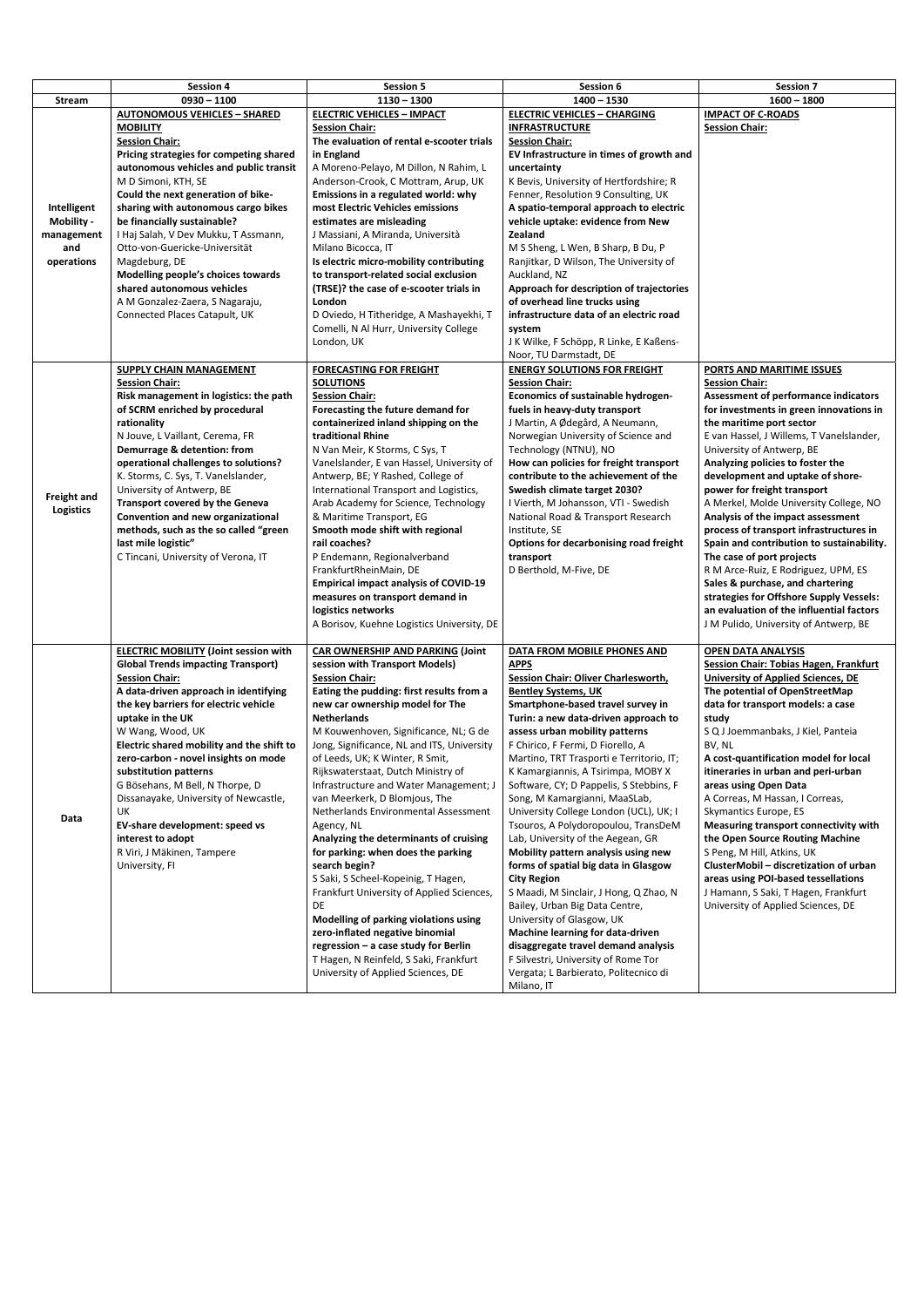| | Session 4 | Session 5 | Session 6 | Session 7 |
|---|---|---|---|---|
| **Stream** | **0930 – 1100** | **1130 – 1300** | **1400 – 1530** | **1600 – 1800** |
| **Intelligent Mobility - management and operations** | **AUTONOMOUS VEHICLES – SHARED MOBILITY**<br>**Session Chair:**<br>**Pricing strategies for competing shared autonomous vehicles and public transit**<br>M D Simoni, KTH, SE<br>**Could the next generation of bike-sharing with autonomous cargo bikes be financially sustainable?**<br>I Haj Salah, V Dev Mukku, T Assmann, Otto-von-Guericke-Universität Magdeburg, DE<br>**Modelling people's choices towards shared autonomous vehicles**<br>A M Gonzalez-Zaera, S Nagaraju, Connected Places Catapult, UK | **ELECTRIC VEHICLES – IMPACT**<br>**Session Chair:**<br>**The evaluation of rental e-scooter trials in England**<br>A Moreno-Pelayo, M Dillon, N Rahim, L Anderson-Crook, C Mottram, Arup, UK<br>**Emissions in a regulated world: why most Electric Vehicles emissions estimates are misleading**<br>J Massiani, A Miranda, Università Milano Bicocca, IT<br>**Is electric micro-mobility contributing to transport-related social exclusion (TRSE)? the case of e-scooter trials in London**<br>D Oviedo, H Titheridge, A Mashayekhi, T Comelli, N Al Hurr, University College London, UK | **ELECTRIC VEHICLES – CHARGING INFRASTRUCTURE**<br>**Session Chair:**<br>**EV Infrastructure in times of growth and uncertainty**<br>K Bevis, University of Hertfordshire; R Fenner, Resolution 9 Consulting, UK<br>**A spatio-temporal approach to electric vehicle uptake: evidence from New Zealand**<br>M S Sheng, L Wen, B Sharp, B Du, P Ranjitkar, D Wilson, The University of Auckland, NZ<br>**Approach for description of trajectories of overhead line trucks using infrastructure data of an electric road system**<br>J K Wilke, F Schöpp, R Linke, E Kaßens-Noor, TU Darmstadt, DE | **IMPACT OF C-ROADS**<br>**Session Chair:** |
| **Freight and Logistics** | **SUPPLY CHAIN MANAGEMENT**<br>**Session Chair:**<br>**Risk management in logistics: the path of SCRM enriched by procedural rationality**<br>N Jouve, L Vaillant, Cerema, FR<br>**Demurrage & detention: from operational challenges to solutions?**<br>K. Storms, C. Sys, T. Vanelslander, University of Antwerp, BE<br>**Transport covered by the Geneva Convention and new organizational methods, such as the so called "green last mile logistic"**<br>C Tincani, University of Verona, IT | **FORECASTING FOR FREIGHT SOLUTIONS**<br>**Session Chair:**<br>**Forecasting the future demand for containerized inland shipping on the traditional Rhine**<br>N Van Meir, K Storms, C Sys, T Vanelslander, E van Hassel, University of Antwerp, BE; Y Rashed, College of International Transport and Logistics, Arab Academy for Science, Technology & Maritime Transport, EG<br>**Smooth mode shift with regional rail coaches?**<br>P Endemann, Regionalverband FrankfurtRheinMain, DE<br>**Empirical impact analysis of COVID-19 measures on transport demand in logistics networks**<br>A Borisov, Kuehne Logistics University, DE | **ENERGY SOLUTIONS FOR FREIGHT**<br>**Session Chair:**<br>**Economics of sustainable hydrogen-fuels in heavy-duty transport**<br>J Martin, A Ødegård, A Neumann, Norwegian University of Science and Technology (NTNU), NO<br>**How can policies for freight transport contribute to the achievement of the Swedish climate target 2030?**<br>I Vierth, M Johansson, VTI - Swedish National Road & Transport Research Institute, SE<br>**Options for decarbonising road freight transport**<br>D Berthold, M-Five, DE | **PORTS AND MARITIME ISSUES**<br>**Session Chair:**<br>**Assessment of performance indicators for investments in green innovations in the maritime port sector**<br>E van Hassel, J Willems, T Vanelslander, University of Antwerp, BE<br>**Analyzing policies to foster the development and uptake of shore-power for freight transport**<br>A Merkel, Molde University College, NO<br>**Analysis of the impact assessment process of transport infrastructures in Spain and contribution to sustainability. The case of port projects**<br>R M Arce-Ruiz, E Rodriguez, UPM, ES<br>**Sales & purchase, and chartering strategies for Offshore Supply Vessels: an evaluation of the influential factors**<br>J M Pulido, University of Antwerp, BE |
| **Data** | **ELECTRIC MOBILITY (Joint session with Global Trends impacting Transport)**<br>**Session Chair:**<br>**A data-driven approach in identifying the key barriers for electric vehicle uptake in the UK**<br>W Wang, Wood, UK<br>**Electric shared mobility and the shift to zero-carbon - novel insights on mode substitution patterns**<br>G Bösehans, M Bell, N Thorpe, D Dissanayake, University of Newcastle, UK<br>**EV-share development: speed vs interest to adopt**<br>R Viri, J Mäkinen, Tampere University, FI | **CAR OWNERSHIP AND PARKING (Joint session with Transport Models)**<br>**Session Chair:**<br>**Eating the pudding: first results from a new car ownership model for The Netherlands**<br>M Kouwenhoven, Significance, NL; G de Jong, Significance, NL and ITS, University of Leeds, UK; K Winter, R Smit, Rijkswaterstaat, Dutch Ministry of Infrastructure and Water Management; J van Meerkerk, D Blomjous, The Netherlands Environmental Assessment Agency, NL<br>**Analyzing the determinants of cruising for parking: when does the parking search begin?**<br>S Saki, S Scheel-Kopeinig, T Hagen, Frankfurt University of Applied Sciences, DE<br>**Modelling of parking violations using zero-inflated negative binomial regression – a case study for Berlin**<br>T Hagen, N Reinfeld, S Saki, Frankfurt University of Applied Sciences, DE | **DATA FROM MOBILE PHONES AND APPS**<br>**Session Chair: Oliver Charlesworth, Bentley Systems, UK**<br>**Smartphone-based travel survey in Turin: a new data-driven approach to assess urban mobility patterns**<br>F Chirico, F Fermi, D Fiorello, A Martino, TRT Trasporti e Territorio, IT; K Kamargiannis, A Tsirimpa, MOBY X Software, CY; D Pappelis, S Stebbins, F Song, M Kamargianni, MaaSLab, University College London (UCL), UK; I Tsouros, A Polydoropoulou, TransDeM Lab, University of the Aegean, GR<br>**Mobility pattern analysis using new forms of spatial big data in Glasgow City Region**<br>S Maadi, M Sinclair, J Hong, Q Zhao, N Bailey, Urban Big Data Centre, University of Glasgow, UK<br>**Machine learning for data-driven disaggregate travel demand analysis**<br>F Silvestri, University of Rome Tor Vergata; L Barbierato, Politecnico di Milano, IT | **OPEN DATA ANALYSIS**<br>**Session Chair: Tobias Hagen, Frankfurt University of Applied Sciences, DE**<br>**The potential of OpenStreetMap data for transport models: a case study**<br>S Q J Joemmanbaks, J Kiel, Panteia BV, NL<br>**A cost-quantification model for local itineraries in urban and peri-urban areas using Open Data**<br>A Correas, M Hassan, I Correas, Skymantics Europe, ES<br>**Measuring transport connectivity with the Open Source Routing Machine**<br>S Peng, M Hill, Atkins, UK<br>**ClusterMobil – discretization of urban areas using POI-based tessellations**<br>J Hamann, S Saki, T Hagen, Frankfurt University of Applied Sciences, DE |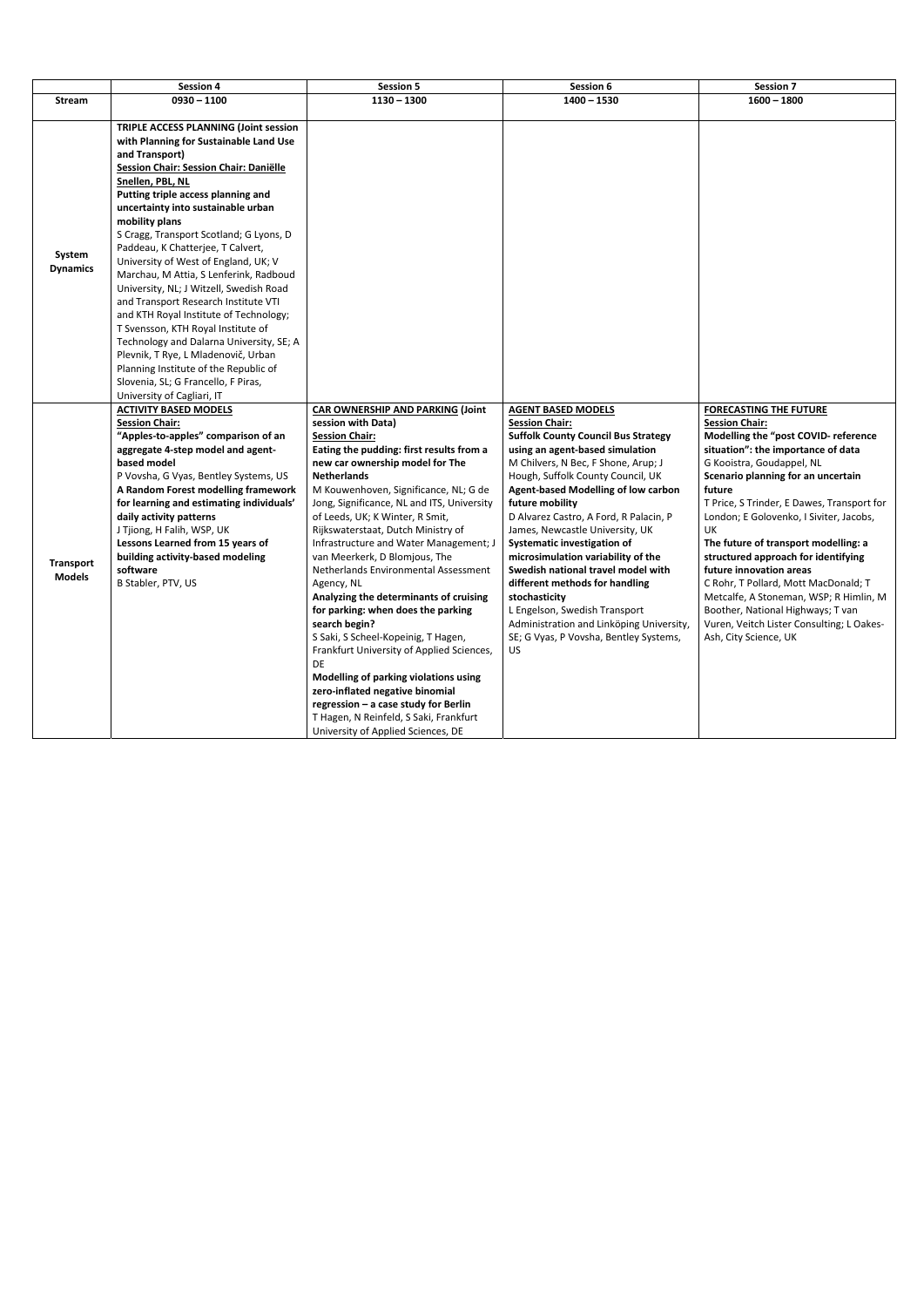| | Session 4 | Session 5 | Session 6 | Session 7 |
|---|---|---|---|---|
| **Stream** | **0930 – 1100** | **1130 – 1300** | **1400 – 1530** | **1600 – 1800** |
| **System Dynamics** | **TRIPLE ACCESS PLANNING (Joint session with Planning for Sustainable Land Use and Transport)**<br>**Session Chair: Session Chair: Daniëlle Snellen, PBL, NL**<br>**Putting triple access planning and uncertainty into sustainable urban mobility plans**<br>S Cragg, Transport Scotland; G Lyons, D Paddeau, K Chatterjee, T Calvert, University of West of England, UK; V Marchau, M Attia, S Lenferink, Radboud University, NL; J Witzell, Swedish Road and Transport Research Institute VTI and KTH Royal Institute of Technology; T Svensson, KTH Royal Institute of Technology and Dalarna University, SE; A Plevnik, T Rye, L Mladenovič, Urban Planning Institute of the Republic of Slovenia, SL; G Francello, F Piras, University of Cagliari, IT | | | |
| **Transport Models** | **ACTIVITY BASED MODELS**<br>**Session Chair:**<br>**"Apples-to-apples" comparison of an aggregate 4-step model and agent-based model**<br>P Vovsha, G Vyas, Bentley Systems, US<br>**A Random Forest modelling framework for learning and estimating individuals' daily activity patterns**<br>J Tjiong, H Falih, WSP, UK<br>**Lessons Learned from 15 years of building activity-based modeling software**<br>B Stabler, PTV, US | **CAR OWNERSHIP AND PARKING (Joint session with Data)**<br>**Session Chair:**<br>**Eating the pudding: first results from a new car ownership model for The Netherlands**<br>M Kouwenhoven, Significance, NL; G de Jong, Significance, NL and ITS, University of Leeds, UK; K Winter, R Smit, Rijkswaterstaat, Dutch Ministry of Infrastructure and Water Management; J van Meerkerk, D Blomjous, The Netherlands Environmental Assessment Agency, NL<br>**Analyzing the determinants of cruising for parking: when does the parking search begin?**<br>S Saki, S Scheel-Kopeinig, T Hagen, Frankfurt University of Applied Sciences, DE<br>**Modelling of parking violations using zero-inflated negative binomial regression – a case study for Berlin**<br>T Hagen, N Reinfeld, S Saki, Frankfurt University of Applied Sciences, DE | **AGENT BASED MODELS**<br>**Session Chair:**<br>**Suffolk County Council Bus Strategy using an agent-based simulation**<br>M Chilvers, N Bec, F Shone, Arup; J Hough, Suffolk County Council, UK<br>**Agent-based Modelling of low carbon future mobility**<br>D Alvarez Castro, A Ford, R Palacin, P James, Newcastle University, UK<br>**Systematic investigation of microsimulation variability of the Swedish national travel model with different methods for handling stochasticity**<br>L Engelson, Swedish Transport Administration and Linköping University, SE; G Vyas, P Vovsha, Bentley Systems, US | **FORECASTING THE FUTURE**<br>**Session Chair:**<br>**Modelling the "post COVID- reference situation": the importance of data**<br>G Kooistra, Goudappel, NL<br>**Scenario planning for an uncertain future**<br>T Price, S Trinder, E Dawes, Transport for London; E Golovenko, I Siviter, Jacobs, UK<br>**The future of transport modelling: a structured approach for identifying future innovation areas**<br>C Rohr, T Pollard, Mott MacDonald; T Metcalfe, A Stoneman, WSP; R Himlin, M Boother, National Highways; T van Vuren, Veitch Lister Consulting; L Oakes-Ash, City Science, UK |